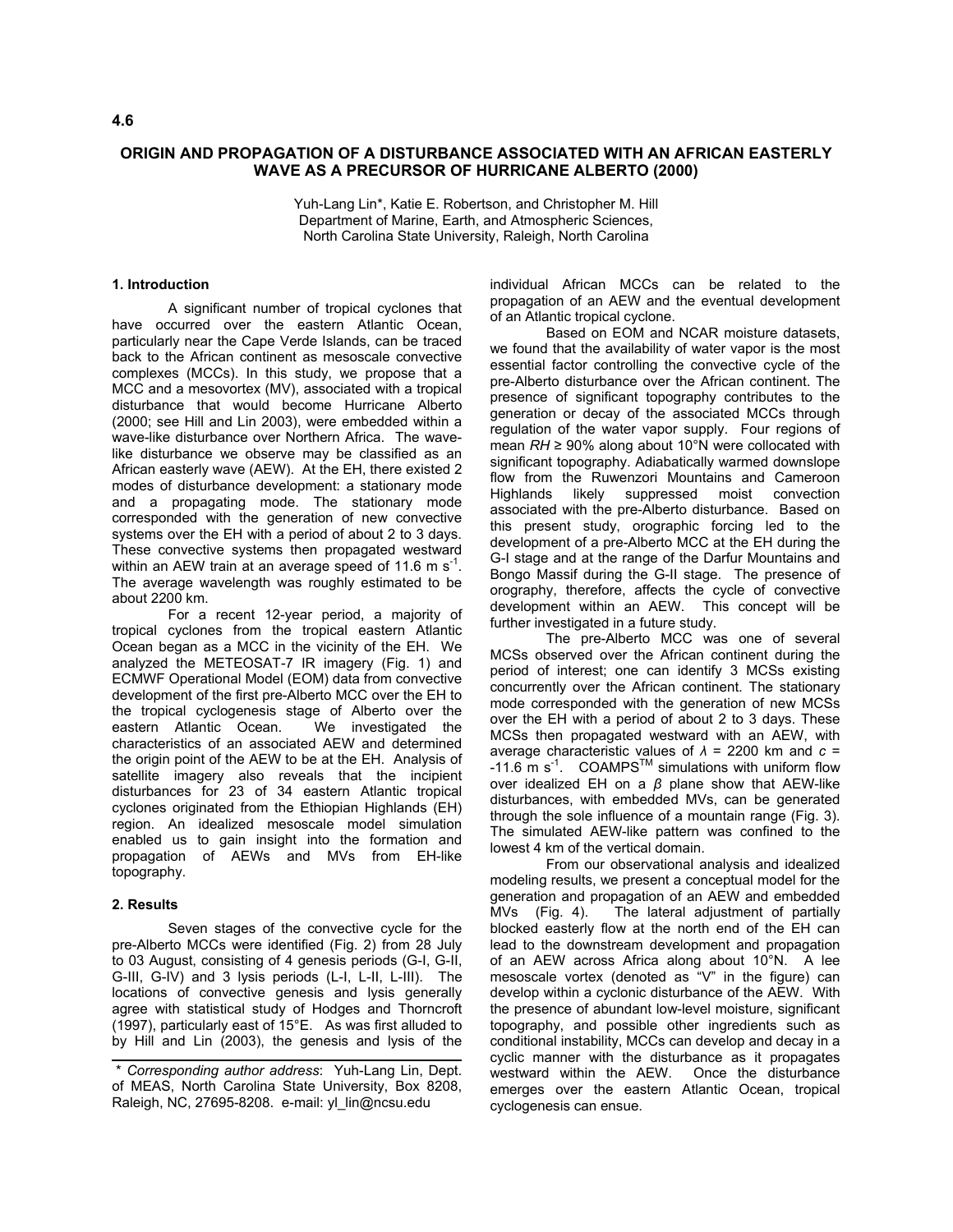4.6

# ORIGIN AND PROPAGATION OF A DISTURBANCE ASSOCIATED WITH AN AFRICAN EASTERLY WAVE AS A PRECURSOR OF HURRICANE ALBERTO (2000)

Yuh-Lang Lin*, Katie E. Robertson, and Christopher M. Hill
Department of Marine, Earth, and Atmospheric Sciences,
North Carolina State University, Raleigh, North Carolina

## 1. Introduction

A significant number of tropical cyclones that have occurred over the eastern Atlantic Ocean, particularly near the Cape Verde Islands, can be traced back to the African continent as mesoscale convective complexes (MCCs). In this study, we propose that a MCC and a mesovortex (MV), associated with a tropical disturbance that would become Hurricane Alberto (2000; see Hill and Lin 2003), were embedded within a wave-like disturbance over Northern Africa. The wave-like disturbance we observe may be classified as an African easterly wave (AEW). At the EH, there existed 2 modes of disturbance development: a stationary mode and a propagating mode. The stationary mode corresponded with the generation of new convective systems over the EH with a period of about 2 to 3 days. These convective systems then propagated westward within an AEW train at an average speed of 11.6 m s$^{-1}$. The average wavelength was roughly estimated to be about 2200 km.

For a recent 12-year period, a majority of tropical cyclones from the tropical eastern Atlantic Ocean began as a MCC in the vicinity of the EH. We analyzed the METEOSAT-7 IR imagery (Fig. 1) and ECMWF Operational Model (EOM) data from convective development of the first pre-Alberto MCC over the EH to the tropical cyclogenesis stage of Alberto over the eastern Atlantic Ocean. We investigated the characteristics of an associated AEW and determined the origin point of the AEW to be at the EH. Analysis of satellite imagery also reveals that the incipient disturbances for 23 of 34 eastern Atlantic tropical cyclones originated from the Ethiopian Highlands (EH) region. An idealized mesoscale model simulation enabled us to gain insight into the formation and propagation of AEWs and MVs from EH-like topography.

## 2. Results

Seven stages of the convective cycle for the pre-Alberto MCCs were identified (Fig. 2) from 28 July to 03 August, consisting of 4 genesis periods (G-I, G-II, G-III, G-IV) and 3 lysis periods (L-I, L-II, L-III). The locations of convective genesis and lysis generally agree with statistical study of Hodges and Thorncroft (1997), particularly east of 15°E. As was first alluded to by Hill and Lin (2003), the genesis and lysis of the individual African MCCs can be related to the propagation of an AEW and the eventual development of an Atlantic tropical cyclone.

Based on EOM and NCAR moisture datasets, we found that the availability of water vapor is the most essential factor controlling the convective cycle of the pre-Alberto disturbance over the African continent. The presence of significant topography contributes to the generation or decay of the associated MCCs through regulation of the water vapor supply. Four regions of mean *RH* ≥ 90% along about 10°N were collocated with significant topography. Adiabatically warmed downslope flow from the Ruwenzori Mountains and Cameroon Highlands likely suppressed moist convection associated with the pre-Alberto disturbance. Based on this present study, orographic forcing led to the development of a pre-Alberto MCC at the EH during the G-I stage and at the range of the Darfur Mountains and Bongo Massif during the G-II stage. The presence of orography, therefore, affects the cycle of convective development within an AEW. This concept will be further investigated in a future study.

The pre-Alberto MCC was one of several MCSs observed over the African continent during the period of interest; one can identify 3 MCSs existing concurrently over the African continent. The stationary mode corresponded with the generation of new MCSs over the EH with a period of about 2 to 3 days. These MCSs then propagated westward with an AEW, with average characteristic values of $\lambda$ = 2200 km and $c$ = -11.6 m s$^{-1}$. COAMPS™ simulations with uniform flow over idealized EH on a $\beta$ plane show that AEW-like disturbances, with embedded MVs, can be generated through the sole influence of a mountain range (Fig. 3). The simulated AEW-like pattern was confined to the lowest 4 km of the vertical domain.

From our observational analysis and idealized modeling results, we present a conceptual model for the generation and propagation of an AEW and embedded MVs (Fig. 4). The lateral adjustment of partially blocked easterly flow at the north end of the EH can lead to the downstream development and propagation of an AEW across Africa along about 10°N. A lee mesoscale vortex (denoted as "V" in the figure) can develop within a cyclonic disturbance of the AEW. With the presence of abundant low-level moisture, significant topography, and possible other ingredients such as conditional instability, MCCs can develop and decay in a cyclic manner with the disturbance as it propagates westward within the AEW. Once the disturbance emerges over the eastern Atlantic Ocean, tropical cyclogenesis can ensue.

---

\* *Corresponding author address*: Yuh-Lang Lin, Dept. of MEAS, North Carolina State University, Box 8208, Raleigh, NC, 27695-8208. e-mail: yl_lin@ncsu.edu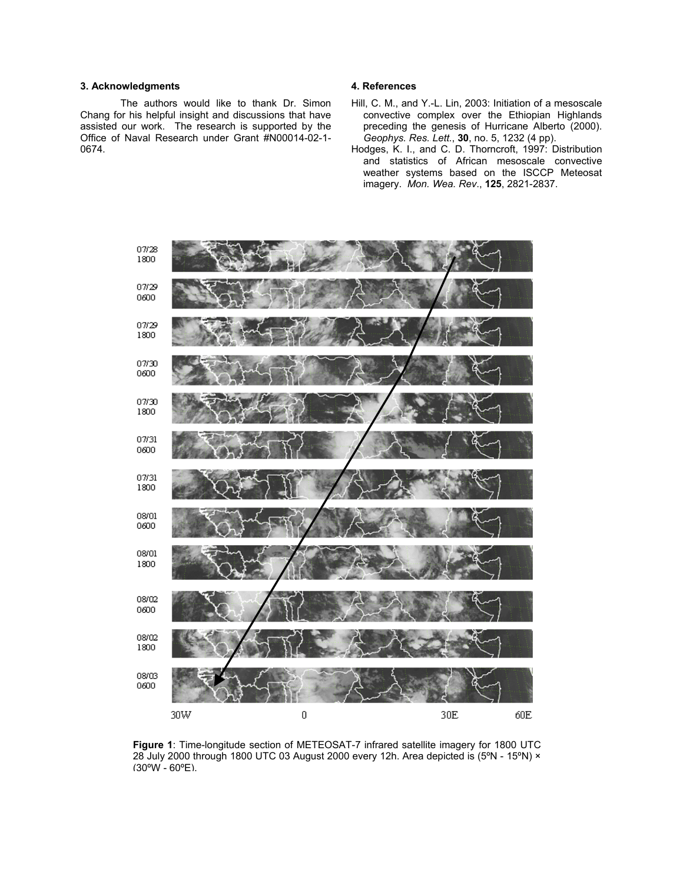### 3. Acknowledgments

The authors would like to thank Dr. Simon Chang for his helpful insight and discussions that have assisted our work. The research is supported by the Office of Naval Research under Grant #N00014-02-1-0674.

### 4. References

Hill, C. M., and Y.-L. Lin, 2003: Initiation of a mesoscale convective complex over the Ethiopian Highlands preceding the genesis of Hurricane Alberto (2000). *Geophys. Res. Lett.*, **30**, no. 5, 1232 (4 pp).

Hodges, K. I., and C. D. Thorncroft, 1997: Distribution and statistics of African mesoscale convective weather systems based on the ISCCP Meteosat imagery. *Mon. Wea. Rev.*, **125**, 2821-2837.

**Figure 1**: Time-longitude section of METEOSAT-7 infrared satellite imagery for 1800 UTC 28 July 2000 through 1800 UTC 03 August 2000 every 12h. Area depicted is (5ºN - 15ºN) × (30ºW - 60ºE).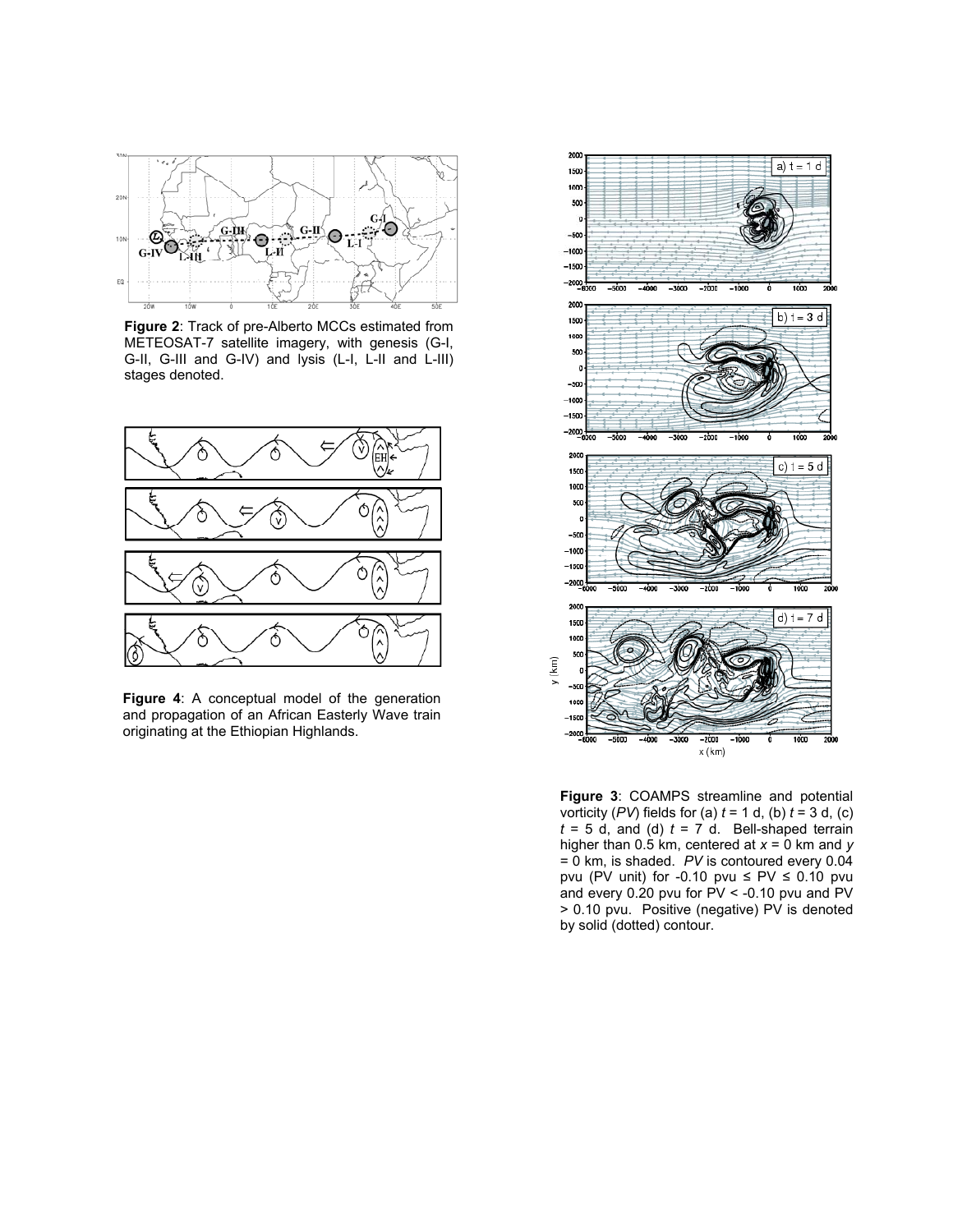30N

20N

10N

EQ

20W 10W 0 10E 20E 30E 40E 50E

L G-III G-II G-I

G-IV L-III L-II L-I

**Figure 2**: Track of pre-Alberto MCCs estimated from METEOSAT-7 satellite imagery, with genesis (G-I, G-II, G-III and G-IV) and lysis (L-I, L-II and L-III) stages denoted.

EH

**Figure 4**: A conceptual model of the generation and propagation of an African Easterly Wave train originating at the Ethiopian Highlands.

a) t = 1 d

b) t = 3 d

c) t = 5 d

d) t = 7 d

y (km)

x (km)

2000 1500 1000 500 0 −500 −1000 −1500 −2000

−6000 −5000 −4000 −3000 −2000 −1000 0 1000 2000

**Figure 3**: COAMPS streamline and potential vorticity (*PV*) fields for (a) *t* = 1 d, (b) *t* = 3 d, (c) *t* = 5 d, and (d) *t* = 7 d. Bell-shaped terrain higher than 0.5 km, centered at *x* = 0 km and *y* = 0 km, is shaded. *PV* is contoured every 0.04 pvu (PV unit) for -0.10 pvu ≤ PV ≤ 0.10 pvu and every 0.20 pvu for PV < -0.10 pvu and PV > 0.10 pvu. Positive (negative) PV is denoted by solid (dotted) contour.